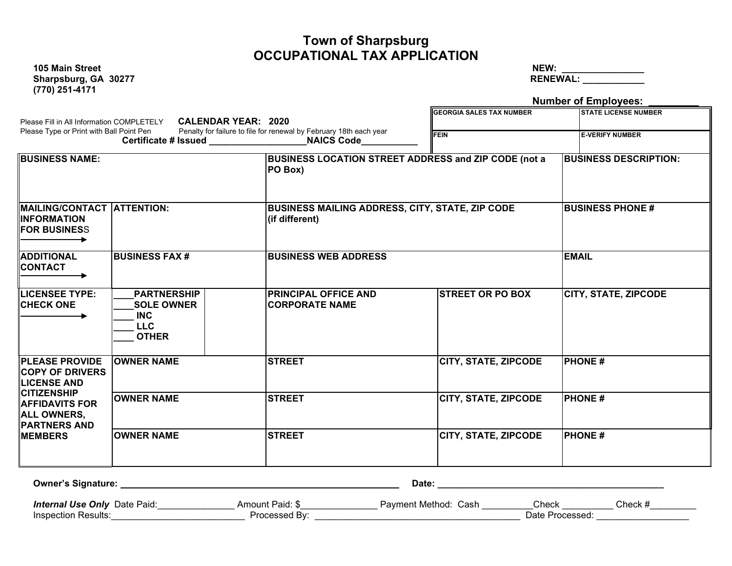# Town of Sharpsburg
## OCCUPATIONAL TAX APPLICATION

**105 Main Street**
**Sharpsburg, GA 30277**
**(770) 251-4171**

**NEW:** ________________
**RENEWAL:** ____________

**Number of Employees:** _________

Please Fill in All Information COMPLETELY **CALENDAR YEAR: 2020**
Please Type or Print with Ball Point Pen Penalty for failure to file for renewal by February 18th each year
**Certificate # Issued** ___________________**NAICS Code**___________

| GEORGIA SALES TAX NUMBER | STATE LICENSE NUMBER |
|---|---|
| | |
| **FEIN** | **E-VERIFY NUMBER** |
| | |

| | | | | |
|---|---|---|---|---|
| **BUSINESS NAME:** | | **BUSINESS LOCATION STREET ADDRESS and ZIP CODE (not a PO Box)** | | **BUSINESS DESCRIPTION:** |
| **MAILING/CONTACT INFORMATION FOR BUSINESS** → | **ATTENTION:** | **BUSINESS MAILING ADDRESS, CITY, STATE, ZIP CODE (if different)** | | **BUSINESS PHONE #** |
| **ADDITIONAL CONTACT** → | **BUSINESS FAX #** | **BUSINESS WEB ADDRESS** | | **EMAIL** |
| **LICENSEE TYPE: CHECK ONE** → | ____**PARTNERSHIP**<br>____**SOLE OWNER**<br>____ **INC**<br>____ **LLC**<br>____ **OTHER** | **PRINCIPAL OFFICE AND CORPORATE NAME** | **STREET OR PO BOX** | **CITY, STATE, ZIPCODE** |
| **PLEASE PROVIDE COPY OF DRIVERS LICENSE AND CITIZENSHIP AFFIDAVITS FOR ALL OWNERS, PARTNERS AND MEMBERS** | **OWNER NAME** | **STREET** | **CITY, STATE, ZIPCODE** | **PHONE #** |
| | **OWNER NAME** | **STREET** | **CITY, STATE, ZIPCODE** | **PHONE #** |
| | **OWNER NAME** | **STREET** | **CITY, STATE, ZIPCODE** | **PHONE #** |

**Owner's Signature:** ______________________________________________ **Date:** ______________________________________

***Internal Use Only*** Date Paid:_______________ Amount Paid: $_______________ Payment Method: Cash __________Check __________ Check #_________
Inspection Results:__________________________ Processed By: __________________________________________ Date Processed: __________________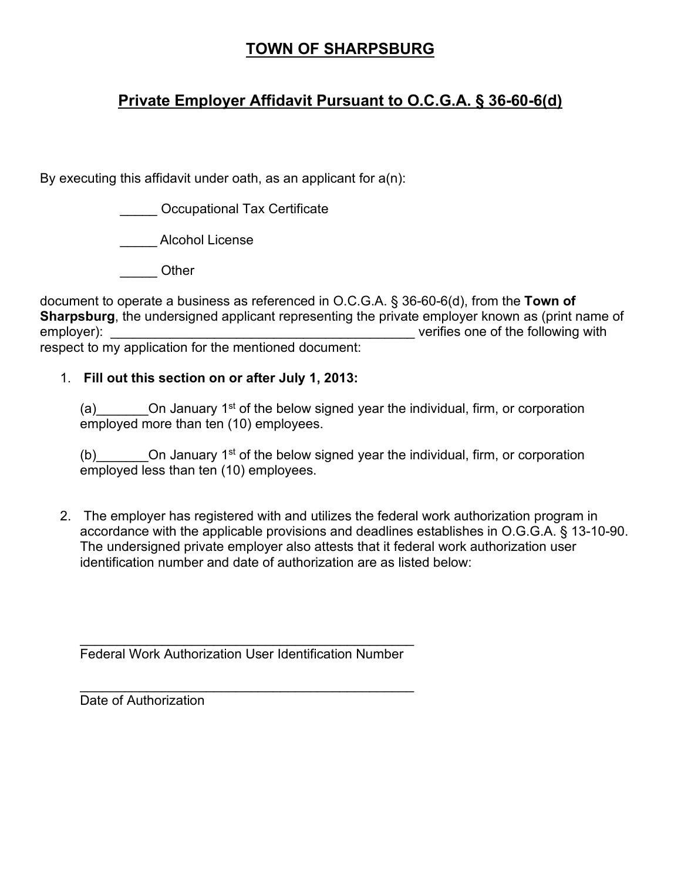## TOWN OF SHARPSBURG

## Private Employer Affidavit Pursuant to O.C.G.A. § 36-60-6(d)

By executing this affidavit under oath, as an applicant for a(n):

_____ Occupational Tax Certificate

_____ Alcohol License

_____ Other

document to operate a business as referenced in O.C.G.A. § 36-60-6(d), from the **Town of Sharpsburg**, the undersigned applicant representing the private employer known as (print name of employer): ___________________________________________ verifies one of the following with respect to my application for the mentioned document:

1. **Fill out this section on or after July 1, 2013:**

   (a)_______On January 1st of the below signed year the individual, firm, or corporation employed more than ten (10) employees.

   (b)_______On January 1st of the below signed year the individual, firm, or corporation employed less than ten (10) employees.

2. The employer has registered with and utilizes the federal work authorization program in accordance with the applicable provisions and deadlines establishes in O.G.G.A. § 13-10-90. The undersigned private employer also attests that it federal work authorization user identification number and date of authorization are as listed below:

   ________________________________________________
   Federal Work Authorization User Identification Number

   ________________________________________________
   Date of Authorization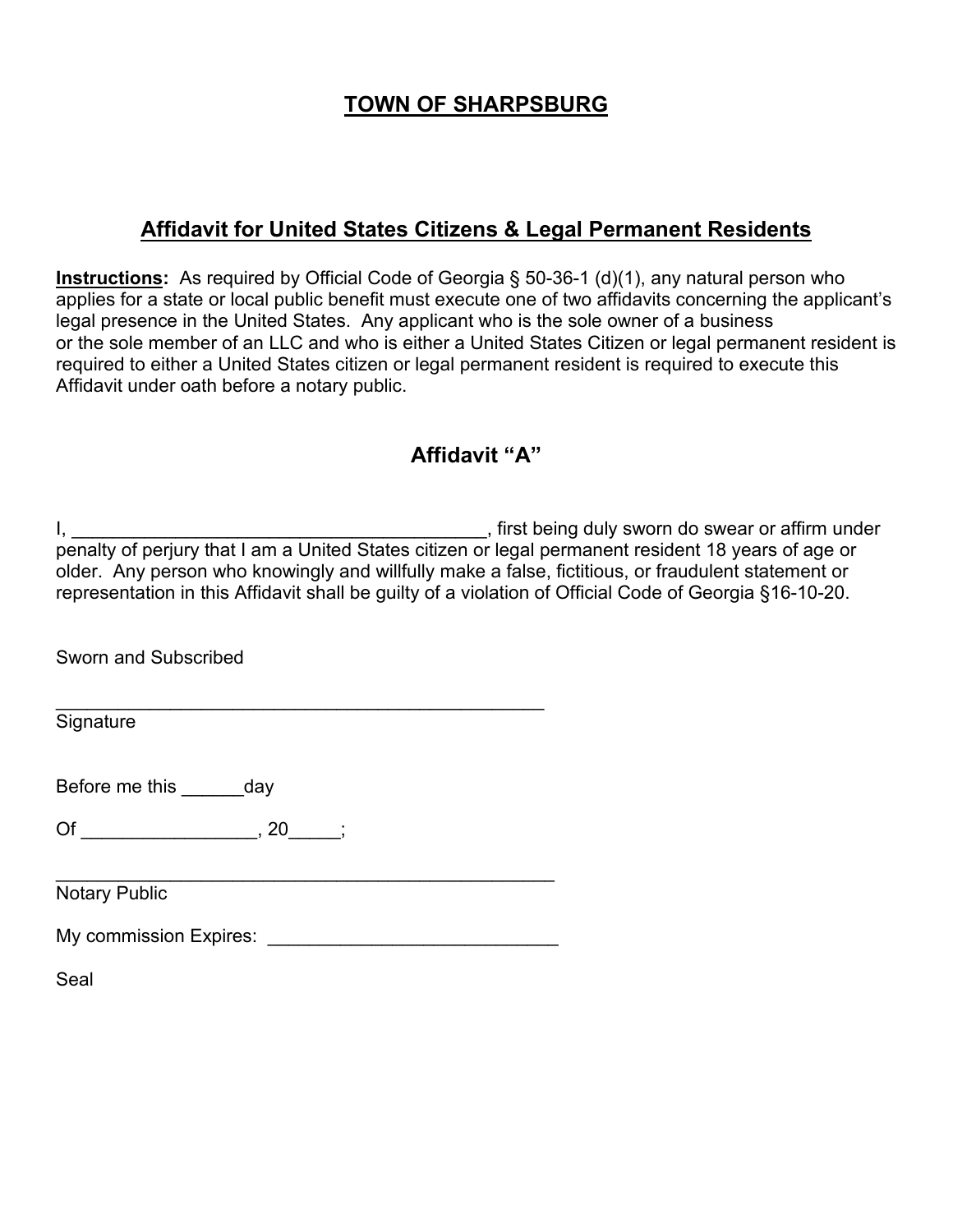# TOWN OF SHARPSBURG

## Affidavit for United States Citizens & Legal Permanent Residents

**Instructions:** As required by Official Code of Georgia § 50-36-1 (d)(1), any natural person who applies for a state or local public benefit must execute one of two affidavits concerning the applicant's legal presence in the United States. Any applicant who is the sole owner of a business or the sole member of an LLC and who is either a United States Citizen or legal permanent resident is required to either a United States citizen or legal permanent resident is required to execute this Affidavit under oath before a notary public.

## Affidavit "A"

I, ________________________________________, first being duly sworn do swear or affirm under penalty of perjury that I am a United States citizen or legal permanent resident 18 years of age or older. Any person who knowingly and willfully make a false, fictitious, or fraudulent statement or representation in this Affidavit shall be guilty of a violation of Official Code of Georgia §16-10-20.

Sworn and Subscribed

_________________________________________________
Signature

Before me this ______day

Of _________________, 20_____;

_________________________________________________
Notary Public

My commission Expires: ____________________________

Seal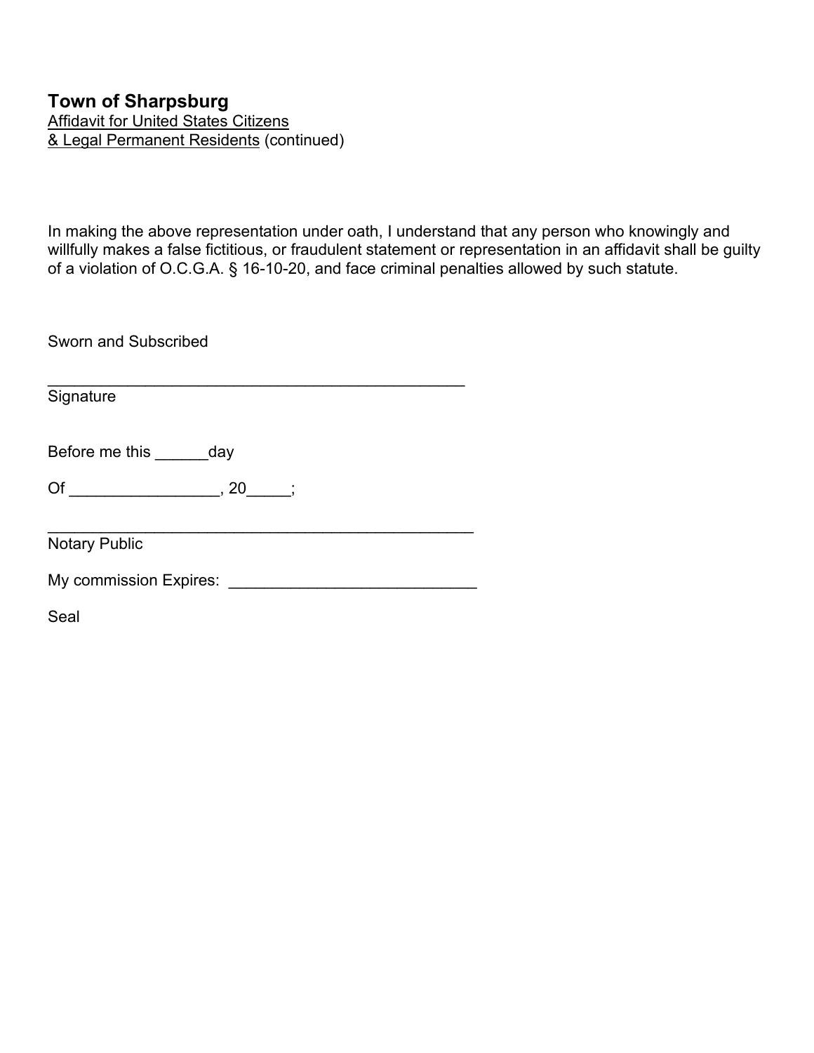**Town of Sharpsburg**

Affidavit for United States Citizens
& Legal Permanent Residents (continued)

In making the above representation under oath, I understand that any person who knowingly and willfully makes a false fictitious, or fraudulent statement or representation in an affidavit shall be guilty of a violation of O.C.G.A. § 16-10-20, and face criminal penalties allowed by such statute.

Sworn and Subscribed

_______________________________________________
Signature

Before me this ______day

Of ________________, 20_____;

_______________________________________________
Notary Public

My commission Expires: ___________________________

Seal